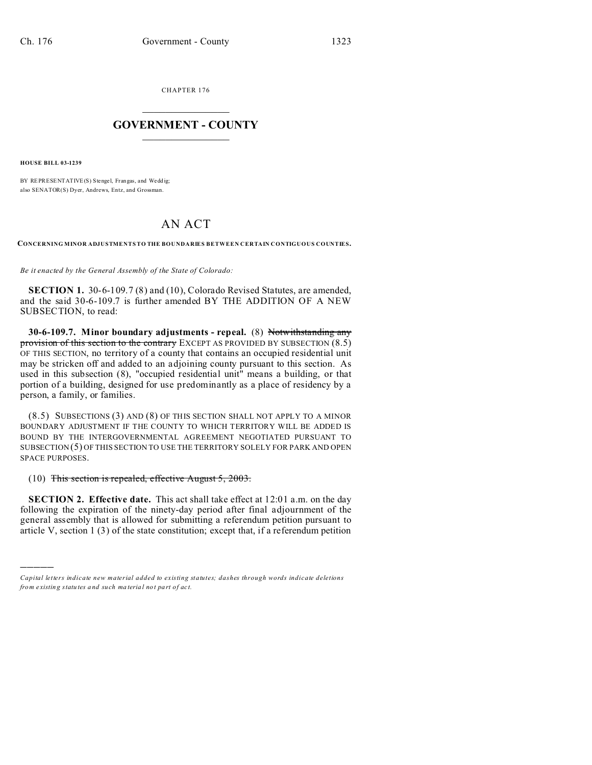CHAPTER 176

# GOVERNMENT - COUNTY

**HOUSE BILL 03-1239**

BY REPRESENTATIVE(S) Stengel, Frangas, and Weddig;
also SENATOR(S) Dyer, Andrews, Entz, and Grossman.

# AN ACT

**CONCERNING MINOR ADJUSTMENTS TO THE BOUNDARIES BETWEEN CERTAIN CONTIGUOUS COUNTIES.**

*Be it enacted by the General Assembly of the State of Colorado:*

**SECTION 1.** 30-6-109.7 (8) and (10), Colorado Revised Statutes, are amended, and the said 30-6-109.7 is further amended BY THE ADDITION OF A NEW SUBSECTION, to read:

**30-6-109.7. Minor boundary adjustments - repeal.** (8) ~~Notwithstanding any provision of this section to the contrary~~ EXCEPT AS PROVIDED BY SUBSECTION (8.5) OF THIS SECTION, no territory of a county that contains an occupied residential unit may be stricken off and added to an adjoining county pursuant to this section. As used in this subsection (8), "occupied residential unit" means a building, or that portion of a building, designed for use predominantly as a place of residency by a person, a family, or families.

(8.5) SUBSECTIONS (3) AND (8) OF THIS SECTION SHALL NOT APPLY TO A MINOR BOUNDARY ADJUSTMENT IF THE COUNTY TO WHICH TERRITORY WILL BE ADDED IS BOUND BY THE INTERGOVERNMENTAL AGREEMENT NEGOTIATED PURSUANT TO SUBSECTION (5) OF THIS SECTION TO USE THE TERRITORY SOLELY FOR PARK AND OPEN SPACE PURPOSES.

(10) ~~This section is repealed, effective August 5, 2003.~~

**SECTION 2. Effective date.** This act shall take effect at 12:01 a.m. on the day following the expiration of the ninety-day period after final adjournment of the general assembly that is allowed for submitting a referendum petition pursuant to article V, section 1 (3) of the state constitution; except that, if a referendum petition

---

*Capital letters indicate new material added to existing statutes; dashes through words indicate deletions from existing statutes and such material not part of act.*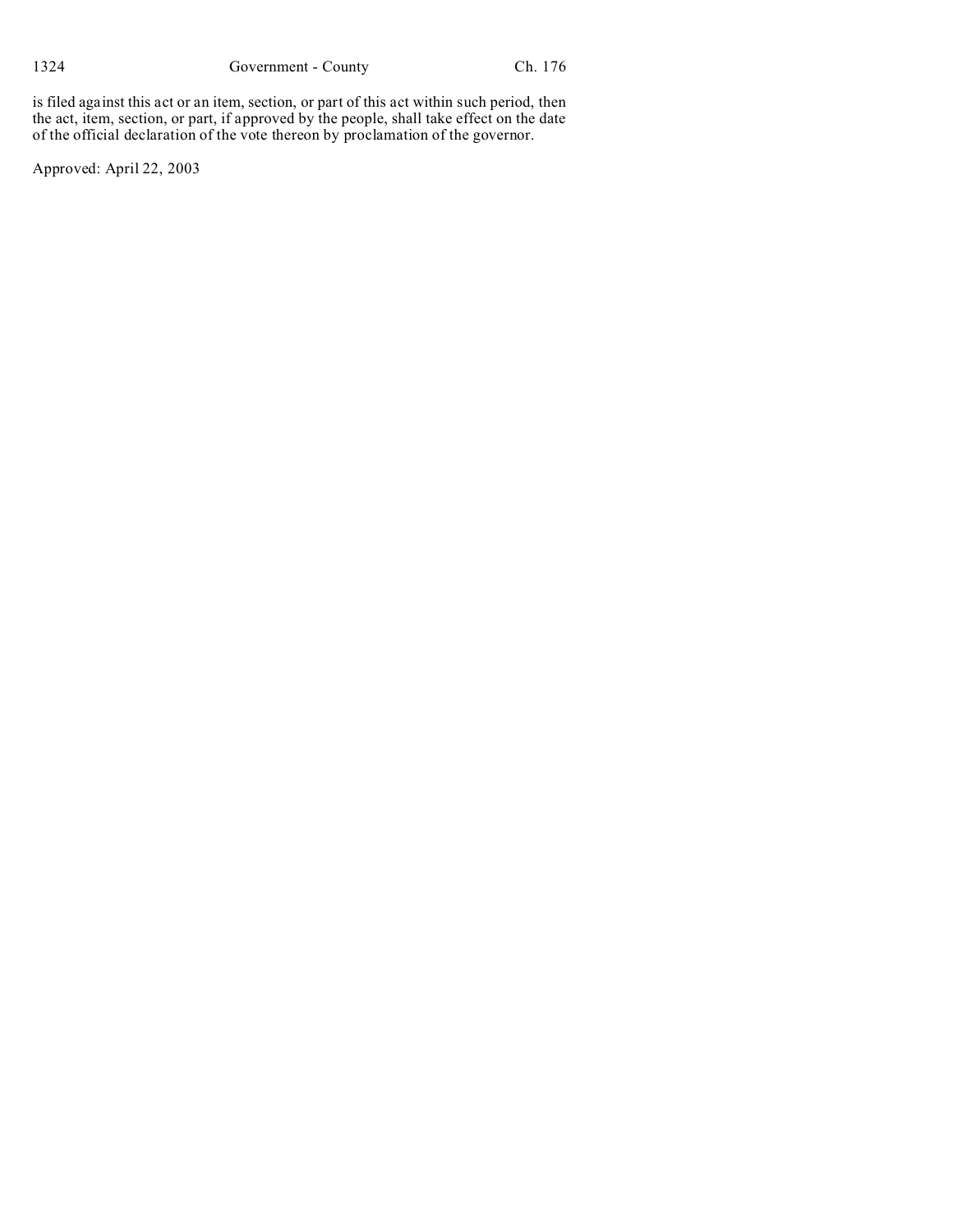is filed against this act or an item, section, or part of this act within such period, then the act, item, section, or part, if approved by the people, shall take effect on the date of the official declaration of the vote thereon by proclamation of the governor.

Approved: April 22, 2003